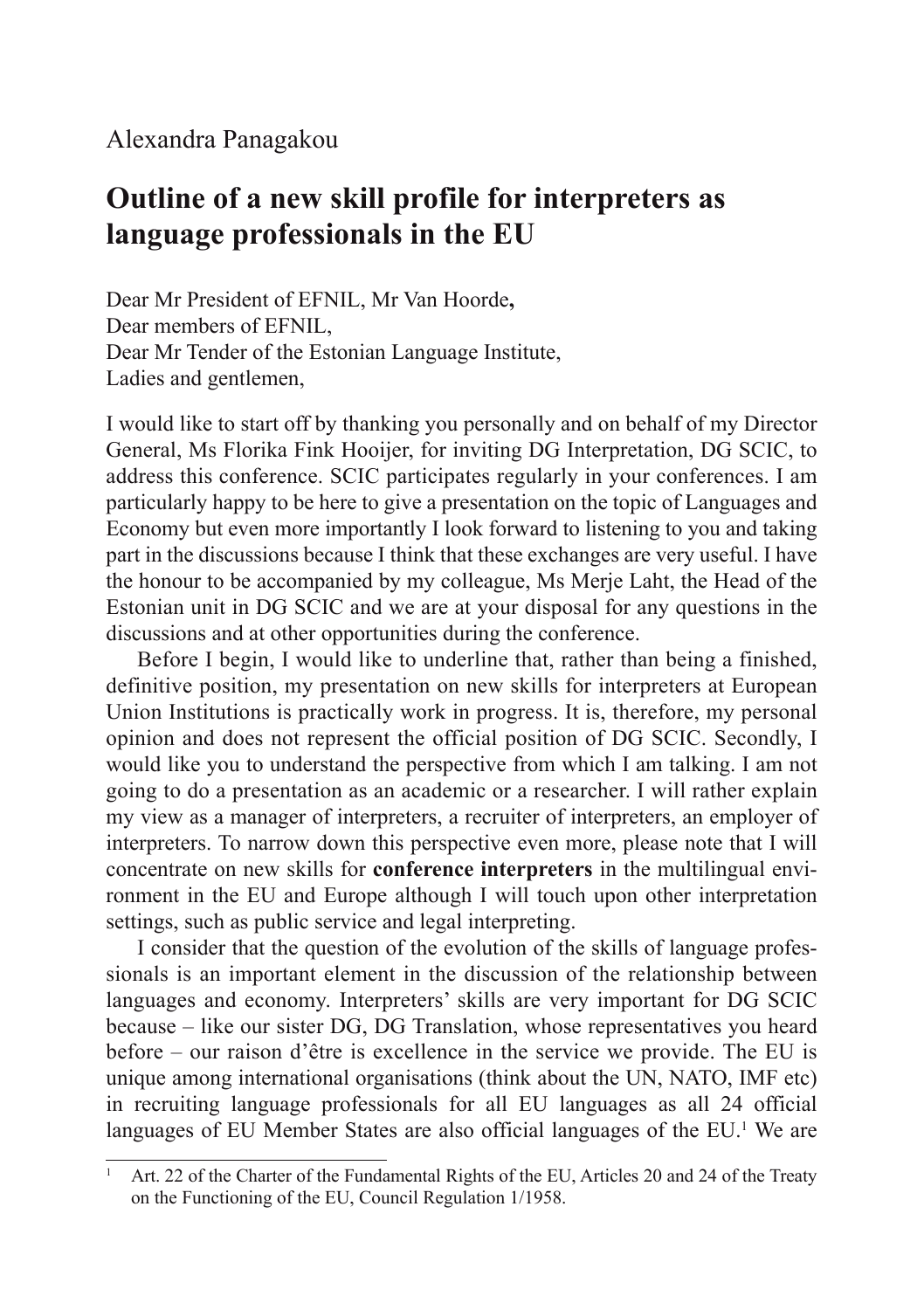Alexandra Panagakou

# Outline of a new skill profile for interpreters as language professionals in the EU

Dear Mr President of EFNIL, Mr Van Hoorde**,**
Dear members of EFNIL,
Dear Mr Tender of the Estonian Language Institute,
Ladies and gentlemen,

I would like to start off by thanking you personally and on behalf of my Director General, Ms Florika Fink Hooijer, for inviting DG Interpretation, DG SCIC, to address this conference. SCIC participates regularly in your conferences. I am particularly happy to be here to give a presentation on the topic of Languages and Economy but even more importantly I look forward to listening to you and taking part in the discussions because I think that these exchanges are very useful. I have the honour to be accompanied by my colleague, Ms Merje Laht, the Head of the Estonian unit in DG SCIC and we are at your disposal for any questions in the discussions and at other opportunities during the conference.

Before I begin, I would like to underline that, rather than being a finished, definitive position, my presentation on new skills for interpreters at European Union Institutions is practically work in progress. It is, therefore, my personal opinion and does not represent the official position of DG SCIC. Secondly, I would like you to understand the perspective from which I am talking. I am not going to do a presentation as an academic or a researcher. I will rather explain my view as a manager of interpreters, a recruiter of interpreters, an employer of interpreters. To narrow down this perspective even more, please note that I will concentrate on new skills for **conference interpreters** in the multilingual environment in the EU and Europe although I will touch upon other interpretation settings, such as public service and legal interpreting.

I consider that the question of the evolution of the skills of language professionals is an important element in the discussion of the relationship between languages and economy. Interpreters' skills are very important for DG SCIC because – like our sister DG, DG Translation, whose representatives you heard before – our raison d'être is excellence in the service we provide. The EU is unique among international organisations (think about the UN, NATO, IMF etc) in recruiting language professionals for all EU languages as all 24 official languages of EU Member States are also official languages of the EU.[1] We are

[1] Art. 22 of the Charter of the Fundamental Rights of the EU, Articles 20 and 24 of the Treaty on the Functioning of the EU, Council Regulation 1/1958.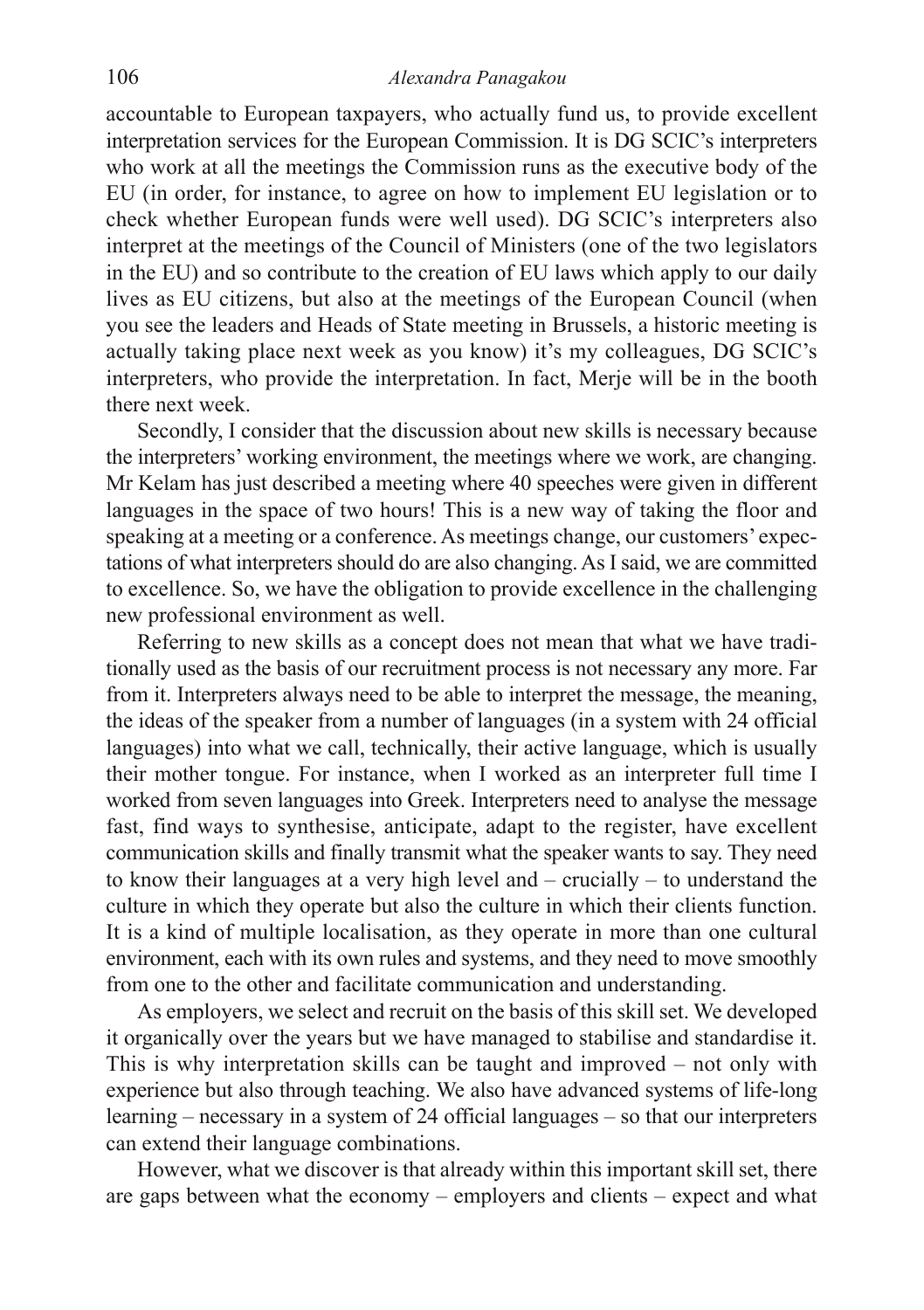accountable to European taxpayers, who actually fund us, to provide excellent interpretation services for the European Commission. It is DG SCIC's interpreters who work at all the meetings the Commission runs as the executive body of the EU (in order, for instance, to agree on how to implement EU legislation or to check whether European funds were well used). DG SCIC's interpreters also interpret at the meetings of the Council of Ministers (one of the two legislators in the EU) and so contribute to the creation of EU laws which apply to our daily lives as EU citizens, but also at the meetings of the European Council (when you see the leaders and Heads of State meeting in Brussels, a historic meeting is actually taking place next week as you know) it's my colleagues, DG SCIC's interpreters, who provide the interpretation. In fact, Merje will be in the booth there next week.

Secondly, I consider that the discussion about new skills is necessary because the interpreters' working environment, the meetings where we work, are changing. Mr Kelam has just described a meeting where 40 speeches were given in different languages in the space of two hours! This is a new way of taking the floor and speaking at a meeting or a conference. As meetings change, our customers' expectations of what interpreters should do are also changing. As I said, we are committed to excellence. So, we have the obligation to provide excellence in the challenging new professional environment as well.

Referring to new skills as a concept does not mean that what we have traditionally used as the basis of our recruitment process is not necessary any more. Far from it. Interpreters always need to be able to interpret the message, the meaning, the ideas of the speaker from a number of languages (in a system with 24 official languages) into what we call, technically, their active language, which is usually their mother tongue. For instance, when I worked as an interpreter full time I worked from seven languages into Greek. Interpreters need to analyse the message fast, find ways to synthesise, anticipate, adapt to the register, have excellent communication skills and finally transmit what the speaker wants to say. They need to know their languages at a very high level and – crucially – to understand the culture in which they operate but also the culture in which their clients function. It is a kind of multiple localisation, as they operate in more than one cultural environment, each with its own rules and systems, and they need to move smoothly from one to the other and facilitate communication and understanding.

As employers, we select and recruit on the basis of this skill set. We developed it organically over the years but we have managed to stabilise and standardise it. This is why interpretation skills can be taught and improved – not only with experience but also through teaching. We also have advanced systems of life-long learning – necessary in a system of 24 official languages – so that our interpreters can extend their language combinations.

However, what we discover is that already within this important skill set, there are gaps between what the economy – employers and clients – expect and what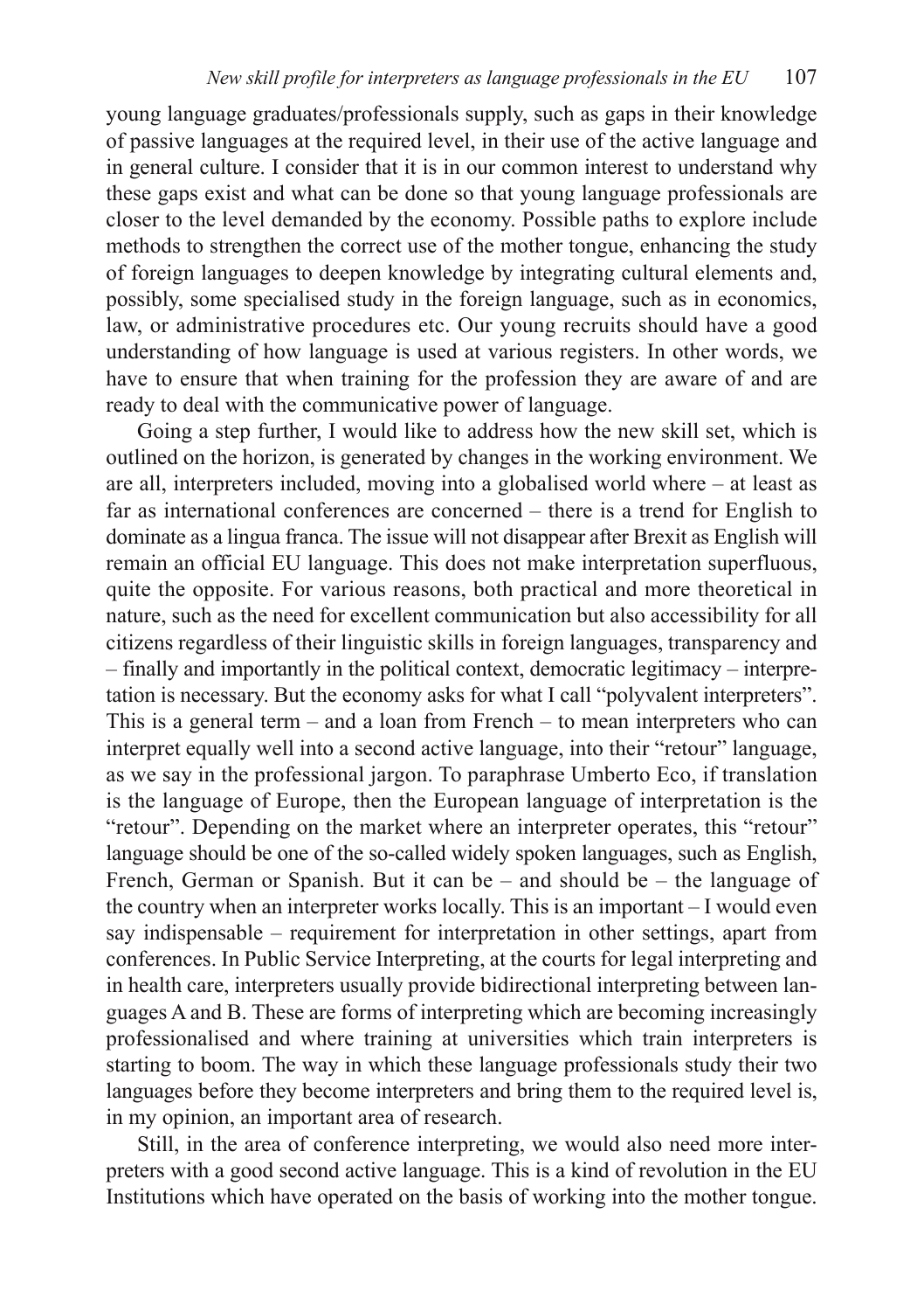young language graduates/professionals supply, such as gaps in their knowledge of passive languages at the required level, in their use of the active language and in general culture. I consider that it is in our common interest to understand why these gaps exist and what can be done so that young language professionals are closer to the level demanded by the economy. Possible paths to explore include methods to strengthen the correct use of the mother tongue, enhancing the study of foreign languages to deepen knowledge by integrating cultural elements and, possibly, some specialised study in the foreign language, such as in economics, law, or administrative procedures etc. Our young recruits should have a good understanding of how language is used at various registers. In other words, we have to ensure that when training for the profession they are aware of and are ready to deal with the communicative power of language.

Going a step further, I would like to address how the new skill set, which is outlined on the horizon, is generated by changes in the working environment. We are all, interpreters included, moving into a globalised world where – at least as far as international conferences are concerned – there is a trend for English to dominate as a lingua franca. The issue will not disappear after Brexit as English will remain an official EU language. This does not make interpretation superfluous, quite the opposite. For various reasons, both practical and more theoretical in nature, such as the need for excellent communication but also accessibility for all citizens regardless of their linguistic skills in foreign languages, transparency and – finally and importantly in the political context, democratic legitimacy – interpretation is necessary. But the economy asks for what I call "polyvalent interpreters". This is a general term – and a loan from French – to mean interpreters who can interpret equally well into a second active language, into their "retour" language, as we say in the professional jargon. To paraphrase Umberto Eco, if translation is the language of Europe, then the European language of interpretation is the "retour". Depending on the market where an interpreter operates, this "retour" language should be one of the so-called widely spoken languages, such as English, French, German or Spanish. But it can be – and should be – the language of the country when an interpreter works locally. This is an important – I would even say indispensable – requirement for interpretation in other settings, apart from conferences. In Public Service Interpreting, at the courts for legal interpreting and in health care, interpreters usually provide bidirectional interpreting between languages A and B. These are forms of interpreting which are becoming increasingly professionalised and where training at universities which train interpreters is starting to boom. The way in which these language professionals study their two languages before they become interpreters and bring them to the required level is, in my opinion, an important area of research.

Still, in the area of conference interpreting, we would also need more interpreters with a good second active language. This is a kind of revolution in the EU Institutions which have operated on the basis of working into the mother tongue.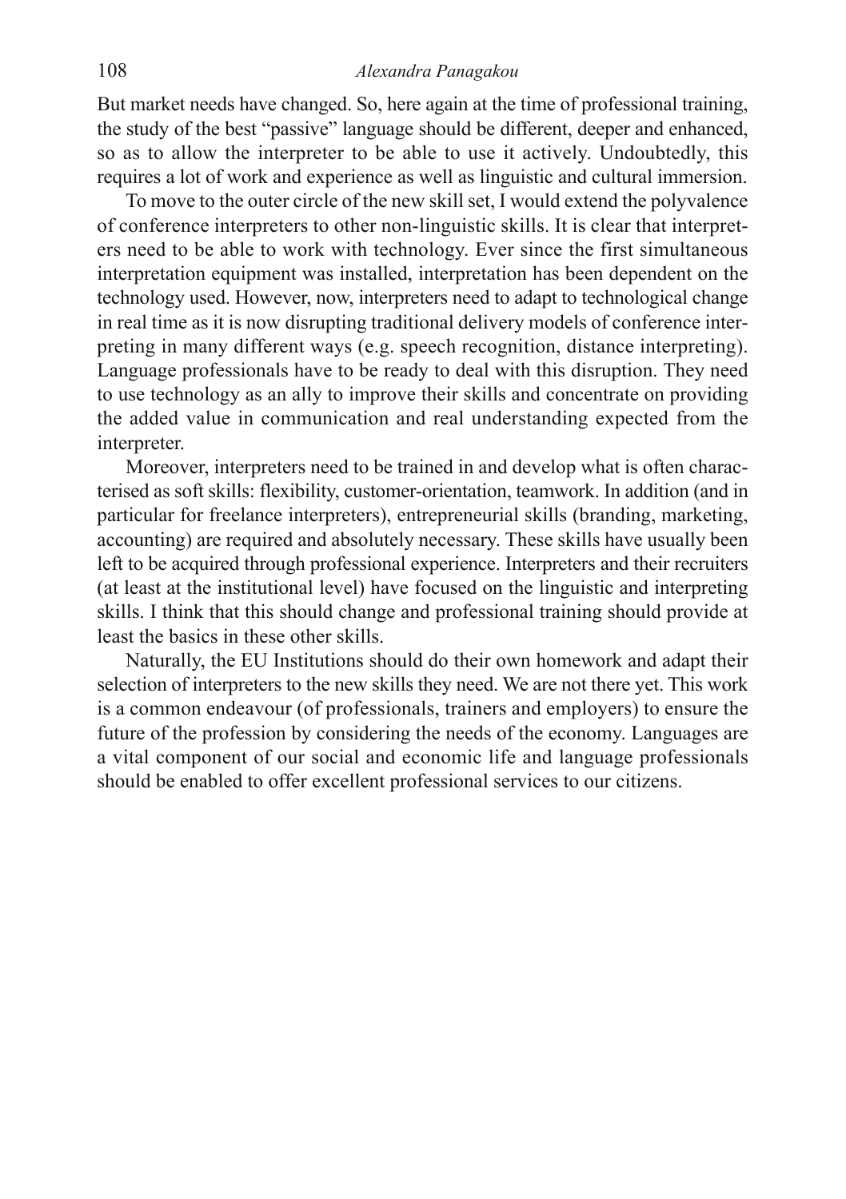But market needs have changed. So, here again at the time of professional training, the study of the best "passive" language should be different, deeper and enhanced, so as to allow the interpreter to be able to use it actively. Undoubtedly, this requires a lot of work and experience as well as linguistic and cultural immersion.

To move to the outer circle of the new skill set, I would extend the polyvalence of conference interpreters to other non-linguistic skills. It is clear that interpreters need to be able to work with technology. Ever since the first simultaneous interpretation equipment was installed, interpretation has been dependent on the technology used. However, now, interpreters need to adapt to technological change in real time as it is now disrupting traditional delivery models of conference interpreting in many different ways (e.g. speech recognition, distance interpreting). Language professionals have to be ready to deal with this disruption. They need to use technology as an ally to improve their skills and concentrate on providing the added value in communication and real understanding expected from the interpreter.

Moreover, interpreters need to be trained in and develop what is often characterised as soft skills: flexibility, customer-orientation, teamwork. In addition (and in particular for freelance interpreters), entrepreneurial skills (branding, marketing, accounting) are required and absolutely necessary. These skills have usually been left to be acquired through professional experience. Interpreters and their recruiters (at least at the institutional level) have focused on the linguistic and interpreting skills. I think that this should change and professional training should provide at least the basics in these other skills.

Naturally, the EU Institutions should do their own homework and adapt their selection of interpreters to the new skills they need. We are not there yet. This work is a common endeavour (of professionals, trainers and employers) to ensure the future of the profession by considering the needs of the economy. Languages are a vital component of our social and economic life and language professionals should be enabled to offer excellent professional services to our citizens.